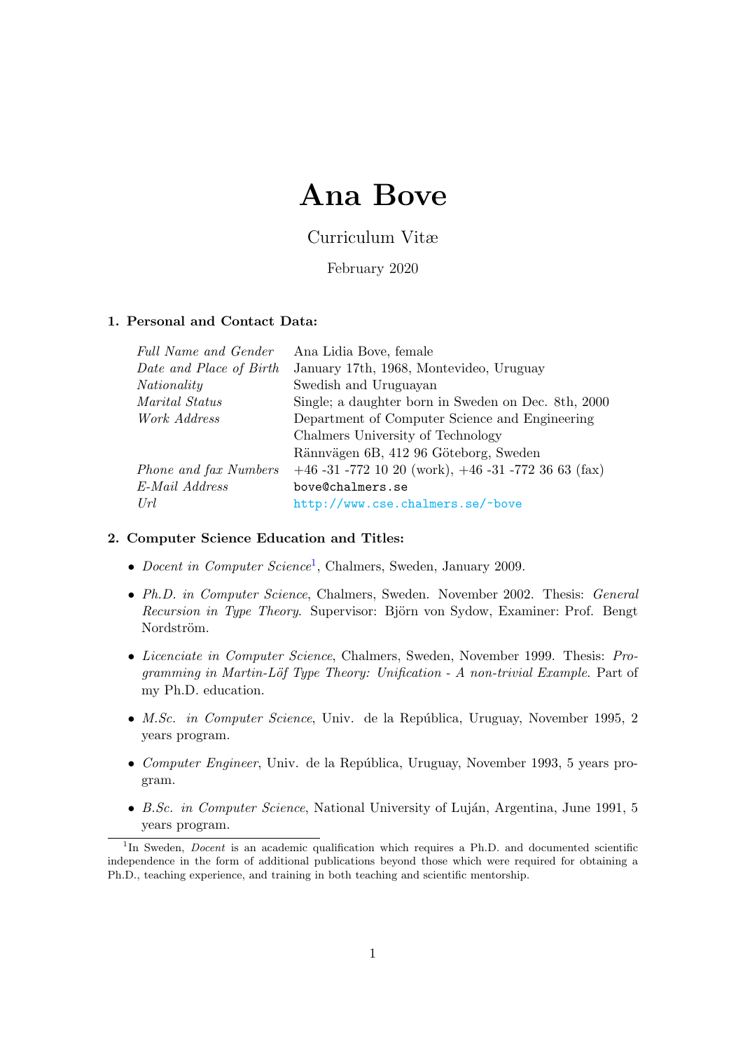# Ana Bove

Curriculum Vitæ

February 2020

## 1. Personal and Contact Data:

| | |
|---|---|
| *Full Name and Gender* | Ana Lidia Bove, female |
| *Date and Place of Birth* | January 17th, 1968, Montevideo, Uruguay |
| *Nationality* | Swedish and Uruguayan |
| *Marital Status* | Single; a daughter born in Sweden on Dec. 8th, 2000 |
| *Work Address* | Department of Computer Science and Engineering<br>Chalmers University of Technology<br>Rännvägen 6B, 412 96 Göteborg, Sweden |
| *Phone and fax Numbers* | +46 -31 -772 10 20 (work), +46 -31 -772 36 63 (fax) |
| *E-Mail Address* | `bove@chalmers.se` |
| *Url* | http://www.cse.chalmers.se/~bove |

## 2. Computer Science Education and Titles:

- *Docent in Computer Science*[1], Chalmers, Sweden, January 2009.
- *Ph.D. in Computer Science*, Chalmers, Sweden. November 2002. Thesis: *General Recursion in Type Theory*. Supervisor: Björn von Sydow, Examiner: Prof. Bengt Nordström.
- *Licenciate in Computer Science*, Chalmers, Sweden, November 1999. Thesis: *Programming in Martin-Löf Type Theory: Unification - A non-trivial Example*. Part of my Ph.D. education.
- *M.Sc. in Computer Science*, Univ. de la República, Uruguay, November 1995, 2 years program.
- *Computer Engineer*, Univ. de la República, Uruguay, November 1993, 5 years program.
- *B.Sc. in Computer Science*, National University of Luján, Argentina, June 1991, 5 years program.

[1] In Sweden, *Docent* is an academic qualification which requires a Ph.D. and documented scientific independence in the form of additional publications beyond those which were required for obtaining a Ph.D., teaching experience, and training in both teaching and scientific mentorship.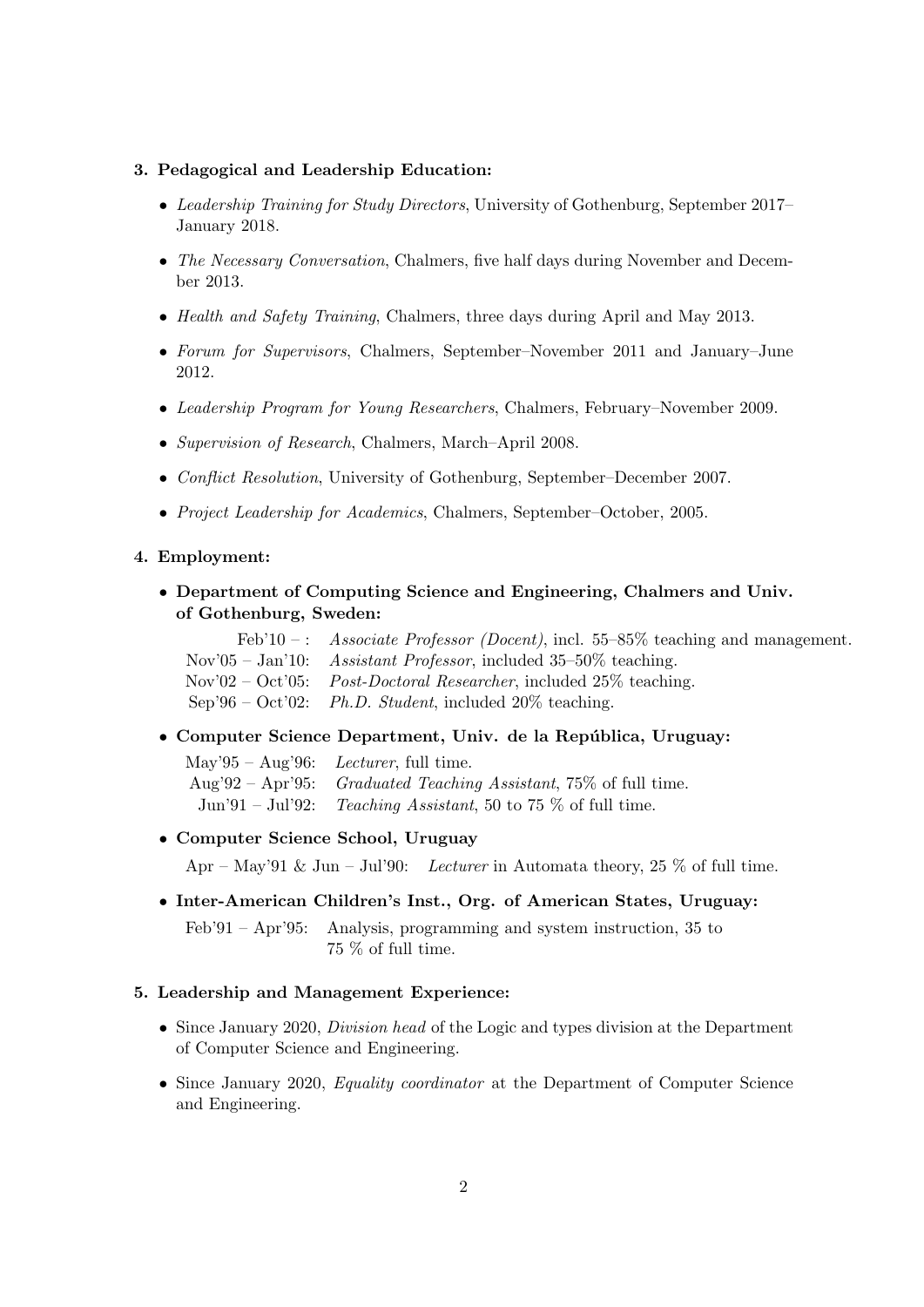**3. Pedagogical and Leadership Education:**

- *Leadership Training for Study Directors*, University of Gothenburg, September 2017–January 2018.
- *The Necessary Conversation*, Chalmers, five half days during November and December 2013.
- *Health and Safety Training*, Chalmers, three days during April and May 2013.
- *Forum for Supervisors*, Chalmers, September–November 2011 and January–June 2012.
- *Leadership Program for Young Researchers*, Chalmers, February–November 2009.
- *Supervision of Research*, Chalmers, March–April 2008.
- *Conflict Resolution*, University of Gothenburg, September–December 2007.
- *Project Leadership for Academics*, Chalmers, September–October, 2005.

**4. Employment:**

- **Department of Computing Science and Engineering, Chalmers and Univ. of Gothenburg, Sweden:**

  Feb'10 – : *Associate Professor (Docent)*, incl. 55–85% teaching and management.
  Nov'05 – Jan'10: *Assistant Professor*, included 35–50% teaching.
  Nov'02 – Oct'05: *Post-Doctoral Researcher*, included 25% teaching.
  Sep'96 – Oct'02: *Ph.D. Student*, included 20% teaching.

- **Computer Science Department, Univ. de la República, Uruguay:**

  May'95 – Aug'96: *Lecturer*, full time.
  Aug'92 – Apr'95: *Graduated Teaching Assistant*, 75% of full time.
  Jun'91 – Jul'92: *Teaching Assistant*, 50 to 75 % of full time.

- **Computer Science School, Uruguay**

  Apr – May'91 & Jun – Jul'90: *Lecturer* in Automata theory, 25 % of full time.

- **Inter-American Children's Inst., Org. of American States, Uruguay:**

  Feb'91 – Apr'95: Analysis, programming and system instruction, 35 to 75 % of full time.

**5. Leadership and Management Experience:**

- Since January 2020, *Division head* of the Logic and types division at the Department of Computer Science and Engineering.
- Since January 2020, *Equality coordinator* at the Department of Computer Science and Engineering.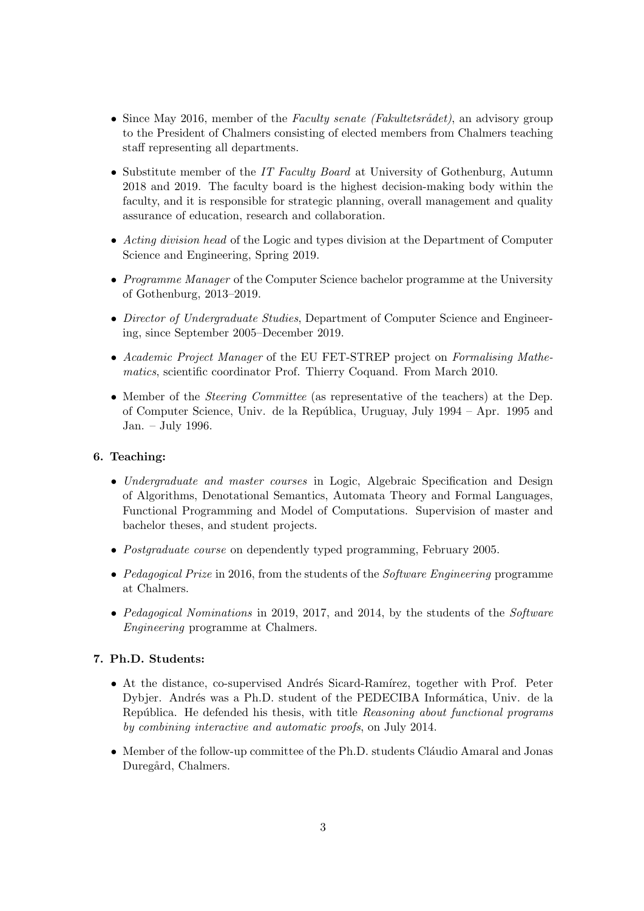- Since May 2016, member of the *Faculty senate (Fakultetsrådet)*, an advisory group to the President of Chalmers consisting of elected members from Chalmers teaching staff representing all departments.
- Substitute member of the *IT Faculty Board* at University of Gothenburg, Autumn 2018 and 2019. The faculty board is the highest decision-making body within the faculty, and it is responsible for strategic planning, overall management and quality assurance of education, research and collaboration.
- *Acting division head* of the Logic and types division at the Department of Computer Science and Engineering, Spring 2019.
- *Programme Manager* of the Computer Science bachelor programme at the University of Gothenburg, 2013–2019.
- *Director of Undergraduate Studies*, Department of Computer Science and Engineering, since September 2005–December 2019.
- *Academic Project Manager* of the EU FET-STREP project on *Formalising Mathematics*, scientific coordinator Prof. Thierry Coquand. From March 2010.
- Member of the *Steering Committee* (as representative of the teachers) at the Dep. of Computer Science, Univ. de la República, Uruguay, July 1994 – Apr. 1995 and Jan. – July 1996.

**6. Teaching:**

- *Undergraduate and master courses* in Logic, Algebraic Specification and Design of Algorithms, Denotational Semantics, Automata Theory and Formal Languages, Functional Programming and Model of Computations. Supervision of master and bachelor theses, and student projects.
- *Postgraduate course* on dependently typed programming, February 2005.
- *Pedagogical Prize* in 2016, from the students of the *Software Engineering* programme at Chalmers.
- *Pedagogical Nominations* in 2019, 2017, and 2014, by the students of the *Software Engineering* programme at Chalmers.

**7. Ph.D. Students:**

- At the distance, co-supervised Andrés Sicard-Ramírez, together with Prof. Peter Dybjer. Andrés was a Ph.D. student of the PEDECIBA Informática, Univ. de la República. He defended his thesis, with title *Reasoning about functional programs by combining interactive and automatic proofs*, on July 2014.
- Member of the follow-up committee of the Ph.D. students Cláudio Amaral and Jonas Duregård, Chalmers.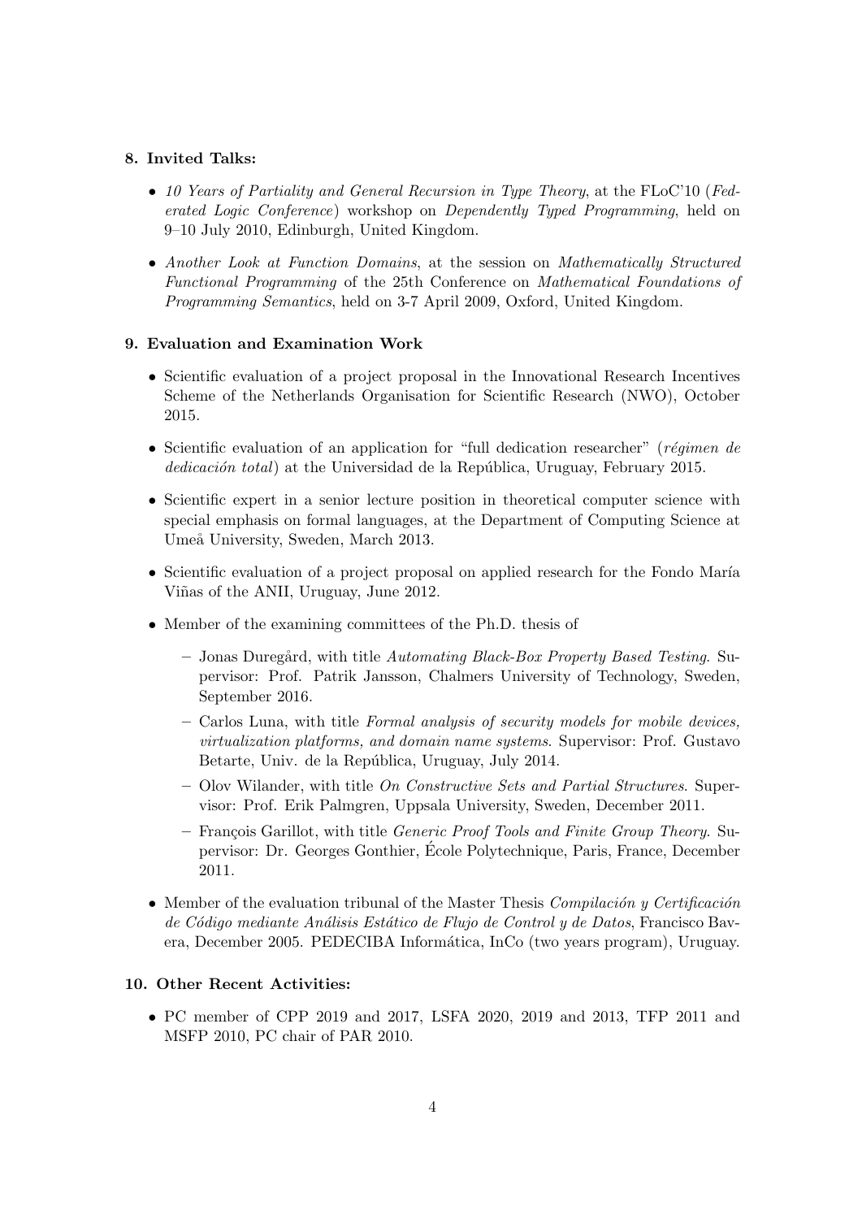**8. Invited Talks:**

- *10 Years of Partiality and General Recursion in Type Theory*, at the FLoC'10 (*Federated Logic Conference*) workshop on *Dependently Typed Programming*, held on 9–10 July 2010, Edinburgh, United Kingdom.
- *Another Look at Function Domains*, at the session on *Mathematically Structured Functional Programming* of the 25th Conference on *Mathematical Foundations of Programming Semantics*, held on 3-7 April 2009, Oxford, United Kingdom.

**9. Evaluation and Examination Work**

- Scientific evaluation of a project proposal in the Innovational Research Incentives Scheme of the Netherlands Organisation for Scientific Research (NWO), October 2015.
- Scientific evaluation of an application for "full dedication researcher" (*régimen de dedicación total*) at the Universidad de la República, Uruguay, February 2015.
- Scientific expert in a senior lecture position in theoretical computer science with special emphasis on formal languages, at the Department of Computing Science at Umeå University, Sweden, March 2013.
- Scientific evaluation of a project proposal on applied research for the Fondo María Viñas of the ANII, Uruguay, June 2012.
- Member of the examining committees of the Ph.D. thesis of
  - Jonas Duregård, with title *Automating Black-Box Property Based Testing*. Supervisor: Prof. Patrik Jansson, Chalmers University of Technology, Sweden, September 2016.
  - Carlos Luna, with title *Formal analysis of security models for mobile devices, virtualization platforms, and domain name systems*. Supervisor: Prof. Gustavo Betarte, Univ. de la República, Uruguay, July 2014.
  - Olov Wilander, with title *On Constructive Sets and Partial Structures*. Supervisor: Prof. Erik Palmgren, Uppsala University, Sweden, December 2011.
  - François Garillot, with title *Generic Proof Tools and Finite Group Theory*. Supervisor: Dr. Georges Gonthier, École Polytechnique, Paris, France, December 2011.
- Member of the evaluation tribunal of the Master Thesis *Compilación y Certificación de Código mediante Análisis Estático de Flujo de Control y de Datos*, Francisco Bavera, December 2005. PEDECIBA Informática, InCo (two years program), Uruguay.

**10. Other Recent Activities:**

- PC member of CPP 2019 and 2017, LSFA 2020, 2019 and 2013, TFP 2011 and MSFP 2010, PC chair of PAR 2010.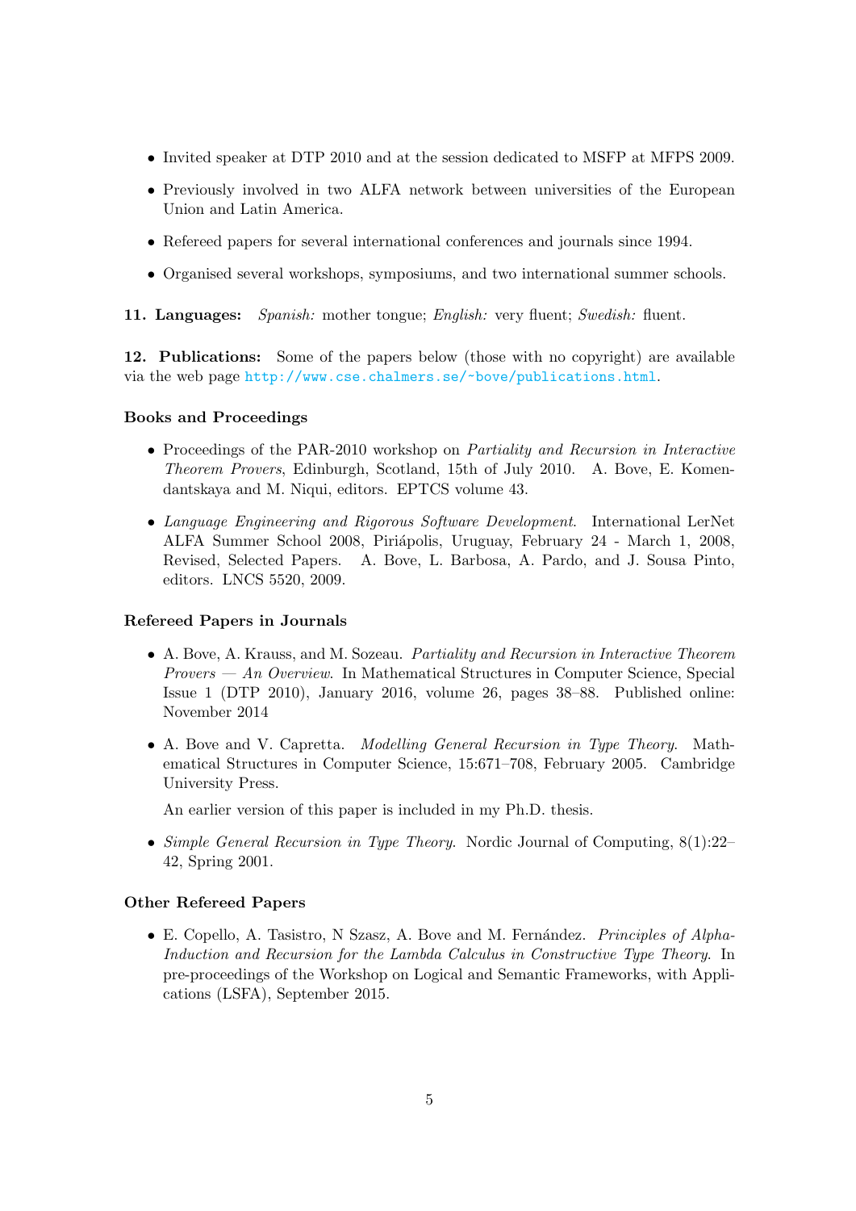- Invited speaker at DTP 2010 and at the session dedicated to MSFP at MFPS 2009.
- Previously involved in two ALFA network between universities of the European Union and Latin America.
- Refereed papers for several international conferences and journals since 1994.
- Organised several workshops, symposiums, and two international summer schools.

**11. Languages:** *Spanish:* mother tongue; *English:* very fluent; *Swedish:* fluent.

**12. Publications:** Some of the papers below (those with no copyright) are available via the web page http://www.cse.chalmers.se/~bove/publications.html.

### Books and Proceedings

- Proceedings of the PAR-2010 workshop on *Partiality and Recursion in Interactive Theorem Provers*, Edinburgh, Scotland, 15th of July 2010. A. Bove, E. Komendantskaya and M. Niqui, editors. EPTCS volume 43.
- *Language Engineering and Rigorous Software Development*. International LerNet ALFA Summer School 2008, Piriápolis, Uruguay, February 24 - March 1, 2008, Revised, Selected Papers. A. Bove, L. Barbosa, A. Pardo, and J. Sousa Pinto, editors. LNCS 5520, 2009.

### Refereed Papers in Journals

- A. Bove, A. Krauss, and M. Sozeau. *Partiality and Recursion in Interactive Theorem Provers — An Overview*. In Mathematical Structures in Computer Science, Special Issue 1 (DTP 2010), January 2016, volume 26, pages 38–88. Published online: November 2014
- A. Bove and V. Capretta. *Modelling General Recursion in Type Theory*. Mathematical Structures in Computer Science, 15:671–708, February 2005. Cambridge University Press.

  An earlier version of this paper is included in my Ph.D. thesis.
- *Simple General Recursion in Type Theory*. Nordic Journal of Computing, 8(1):22–42, Spring 2001.

### Other Refereed Papers

- E. Copello, A. Tasistro, N Szasz, A. Bove and M. Fernández. *Principles of Alpha-Induction and Recursion for the Lambda Calculus in Constructive Type Theory*. In pre-proceedings of the Workshop on Logical and Semantic Frameworks, with Applications (LSFA), September 2015.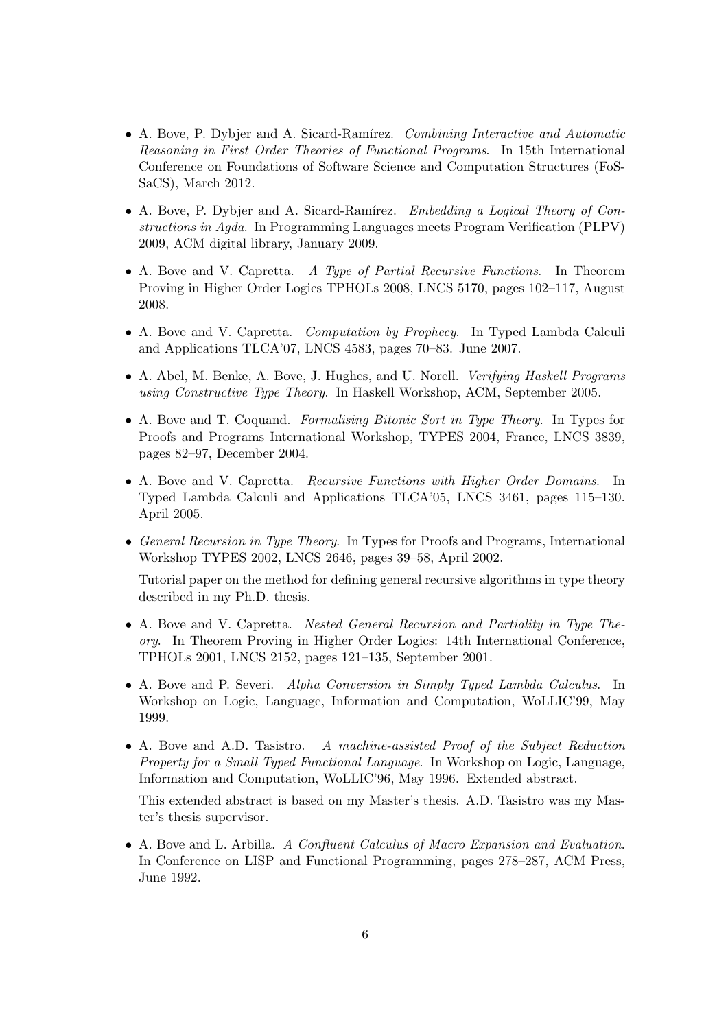- A. Bove, P. Dybjer and A. Sicard-Ramírez. *Combining Interactive and Automatic Reasoning in First Order Theories of Functional Programs*. In 15th International Conference on Foundations of Software Science and Computation Structures (FoSSaCS), March 2012.

- A. Bove, P. Dybjer and A. Sicard-Ramírez. *Embedding a Logical Theory of Constructions in Agda*. In Programming Languages meets Program Verification (PLPV) 2009, ACM digital library, January 2009.

- A. Bove and V. Capretta. *A Type of Partial Recursive Functions*. In Theorem Proving in Higher Order Logics TPHOLs 2008, LNCS 5170, pages 102–117, August 2008.

- A. Bove and V. Capretta. *Computation by Prophecy*. In Typed Lambda Calculi and Applications TLCA'07, LNCS 4583, pages 70–83. June 2007.

- A. Abel, M. Benke, A. Bove, J. Hughes, and U. Norell. *Verifying Haskell Programs using Constructive Type Theory*. In Haskell Workshop, ACM, September 2005.

- A. Bove and T. Coquand. *Formalising Bitonic Sort in Type Theory*. In Types for Proofs and Programs International Workshop, TYPES 2004, France, LNCS 3839, pages 82–97, December 2004.

- A. Bove and V. Capretta. *Recursive Functions with Higher Order Domains*. In Typed Lambda Calculi and Applications TLCA'05, LNCS 3461, pages 115–130. April 2005.

- *General Recursion in Type Theory*. In Types for Proofs and Programs, International Workshop TYPES 2002, LNCS 2646, pages 39–58, April 2002.

  Tutorial paper on the method for defining general recursive algorithms in type theory described in my Ph.D. thesis.

- A. Bove and V. Capretta. *Nested General Recursion and Partiality in Type Theory*. In Theorem Proving in Higher Order Logics: 14th International Conference, TPHOLs 2001, LNCS 2152, pages 121–135, September 2001.

- A. Bove and P. Severi. *Alpha Conversion in Simply Typed Lambda Calculus*. In Workshop on Logic, Language, Information and Computation, WoLLIC'99, May 1999.

- A. Bove and A.D. Tasistro. *A machine-assisted Proof of the Subject Reduction Property for a Small Typed Functional Language*. In Workshop on Logic, Language, Information and Computation, WoLLIC'96, May 1996. Extended abstract.

  This extended abstract is based on my Master's thesis. A.D. Tasistro was my Master's thesis supervisor.

- A. Bove and L. Arbilla. *A Confluent Calculus of Macro Expansion and Evaluation*. In Conference on LISP and Functional Programming, pages 278–287, ACM Press, June 1992.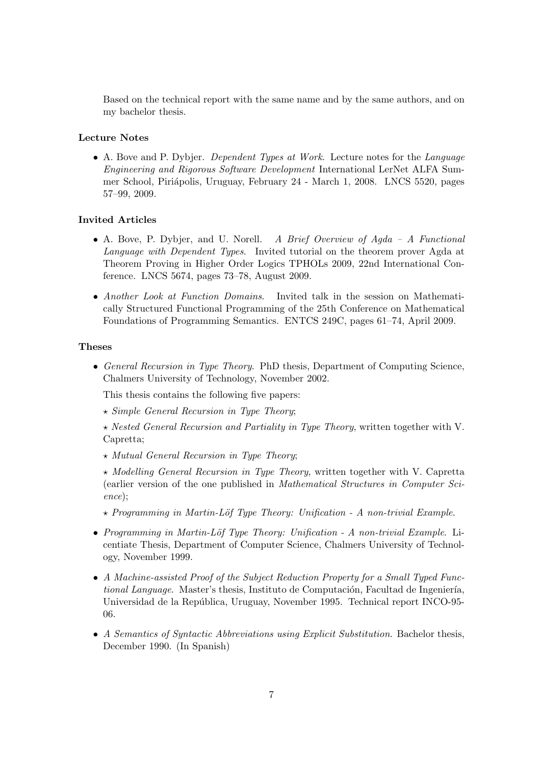Based on the technical report with the same name and by the same authors, and on my bachelor thesis.

### Lecture Notes

- A. Bove and P. Dybjer. *Dependent Types at Work*. Lecture notes for the *Language Engineering and Rigorous Software Development* International LerNet ALFA Summer School, Piriápolis, Uruguay, February 24 - March 1, 2008. LNCS 5520, pages 57–99, 2009.

### Invited Articles

- A. Bove, P. Dybjer, and U. Norell. *A Brief Overview of Agda – A Functional Language with Dependent Types*. Invited tutorial on the theorem prover Agda at Theorem Proving in Higher Order Logics TPHOLs 2009, 22nd International Conference. LNCS 5674, pages 73–78, August 2009.
- *Another Look at Function Domains*. Invited talk in the session on Mathematically Structured Functional Programming of the 25th Conference on Mathematical Foundations of Programming Semantics. ENTCS 249C, pages 61–74, April 2009.

### Theses

- *General Recursion in Type Theory*. PhD thesis, Department of Computing Science, Chalmers University of Technology, November 2002.

  This thesis contains the following five papers:

  ⋆ *Simple General Recursion in Type Theory*;

  ⋆ *Nested General Recursion and Partiality in Type Theory*, written together with V. Capretta;

  ⋆ *Mutual General Recursion in Type Theory*;

  ⋆ *Modelling General Recursion in Type Theory*, written together with V. Capretta (earlier version of the one published in *Mathematical Structures in Computer Science*);

  ⋆ *Programming in Martin-Löf Type Theory: Unification - A non-trivial Example*.

- *Programming in Martin-Löf Type Theory: Unification - A non-trivial Example*. Licentiate Thesis, Department of Computer Science, Chalmers University of Technology, November 1999.
- *A Machine-assisted Proof of the Subject Reduction Property for a Small Typed Functional Language*. Master's thesis, Instituto de Computación, Facultad de Ingeniería, Universidad de la República, Uruguay, November 1995. Technical report INCO-95-06.
- *A Semantics of Syntactic Abbreviations using Explicit Substitution*. Bachelor thesis, December 1990. (In Spanish)